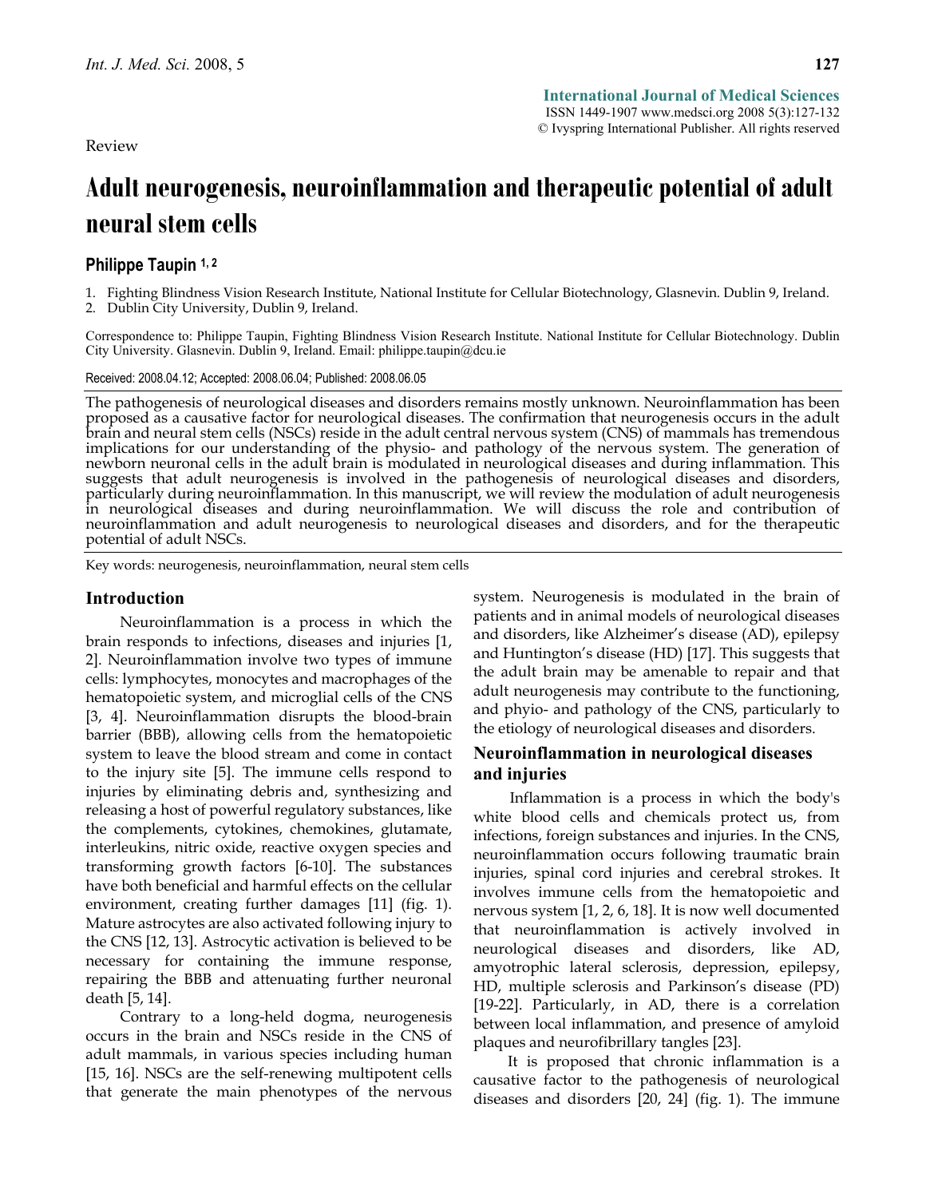Review

# Adult neurogenesis, neuroinflammation and therapeutic potential of adult neural stem cells

**Philippe Taupin** [1, 2]

1. Fighting Blindness Vision Research Institute, National Institute for Cellular Biotechnology, Glasnevin. Dublin 9, Ireland.
2. Dublin City University, Dublin 9, Ireland.

Correspondence to: Philippe Taupin, Fighting Blindness Vision Research Institute. National Institute for Cellular Biotechnology. Dublin City University. Glasnevin. Dublin 9, Ireland. Email: philippe.taupin@dcu.ie

Received: 2008.04.12; Accepted: 2008.06.04; Published: 2008.06.05

The pathogenesis of neurological diseases and disorders remains mostly unknown. Neuroinflammation has been proposed as a causative factor for neurological diseases. The confirmation that neurogenesis occurs in the adult brain and neural stem cells (NSCs) reside in the adult central nervous system (CNS) of mammals has tremendous implications for our understanding of the physio- and pathology of the nervous system. The generation of newborn neuronal cells in the adult brain is modulated in neurological diseases and during inflammation. This suggests that adult neurogenesis is involved in the pathogenesis of neurological diseases and disorders, particularly during neuroinflammation. In this manuscript, we will review the modulation of adult neurogenesis in neurological diseases and during neuroinflammation. We will discuss the role and contribution of neuroinflammation and adult neurogenesis to neurological diseases and disorders, and for the therapeutic potential of adult NSCs.

Key words: neurogenesis, neuroinflammation, neural stem cells

## Introduction

Neuroinflammation is a process in which the brain responds to infections, diseases and injuries [1, 2]. Neuroinflammation involve two types of immune cells: lymphocytes, monocytes and macrophages of the hematopoietic system, and microglial cells of the CNS [3, 4]. Neuroinflammation disrupts the blood-brain barrier (BBB), allowing cells from the hematopoietic system to leave the blood stream and come in contact to the injury site [5]. The immune cells respond to injuries by eliminating debris and, synthesizing and releasing a host of powerful regulatory substances, like the complements, cytokines, chemokines, glutamate, interleukins, nitric oxide, reactive oxygen species and transforming growth factors [6-10]. The substances have both beneficial and harmful effects on the cellular environment, creating further damages [11] (fig. 1). Mature astrocytes are also activated following injury to the CNS [12, 13]. Astrocytic activation is believed to be necessary for containing the immune response, repairing the BBB and attenuating further neuronal death [5, 14].

Contrary to a long-held dogma, neurogenesis occurs in the brain and NSCs reside in the CNS of adult mammals, in various species including human [15, 16]. NSCs are the self-renewing multipotent cells that generate the main phenotypes of the nervous system. Neurogenesis is modulated in the brain of patients and in animal models of neurological diseases and disorders, like Alzheimer's disease (AD), epilepsy and Huntington's disease (HD) [17]. This suggests that the adult brain may be amenable to repair and that adult neurogenesis may contribute to the functioning, and phyio- and pathology of the CNS, particularly to the etiology of neurological diseases and disorders.

## Neuroinflammation in neurological diseases and injuries

Inflammation is a process in which the body's white blood cells and chemicals protect us, from infections, foreign substances and injuries. In the CNS, neuroinflammation occurs following traumatic brain injuries, spinal cord injuries and cerebral strokes. It involves immune cells from the hematopoietic and nervous system [1, 2, 6, 18]. It is now well documented that neuroinflammation is actively involved in neurological diseases and disorders, like AD, amyotrophic lateral sclerosis, depression, epilepsy, HD, multiple sclerosis and Parkinson's disease (PD) [19-22]. Particularly, in AD, there is a correlation between local inflammation, and presence of amyloid plaques and neurofibrillary tangles [23].

It is proposed that chronic inflammation is a causative factor to the pathogenesis of neurological diseases and disorders [20, 24] (fig. 1). The immune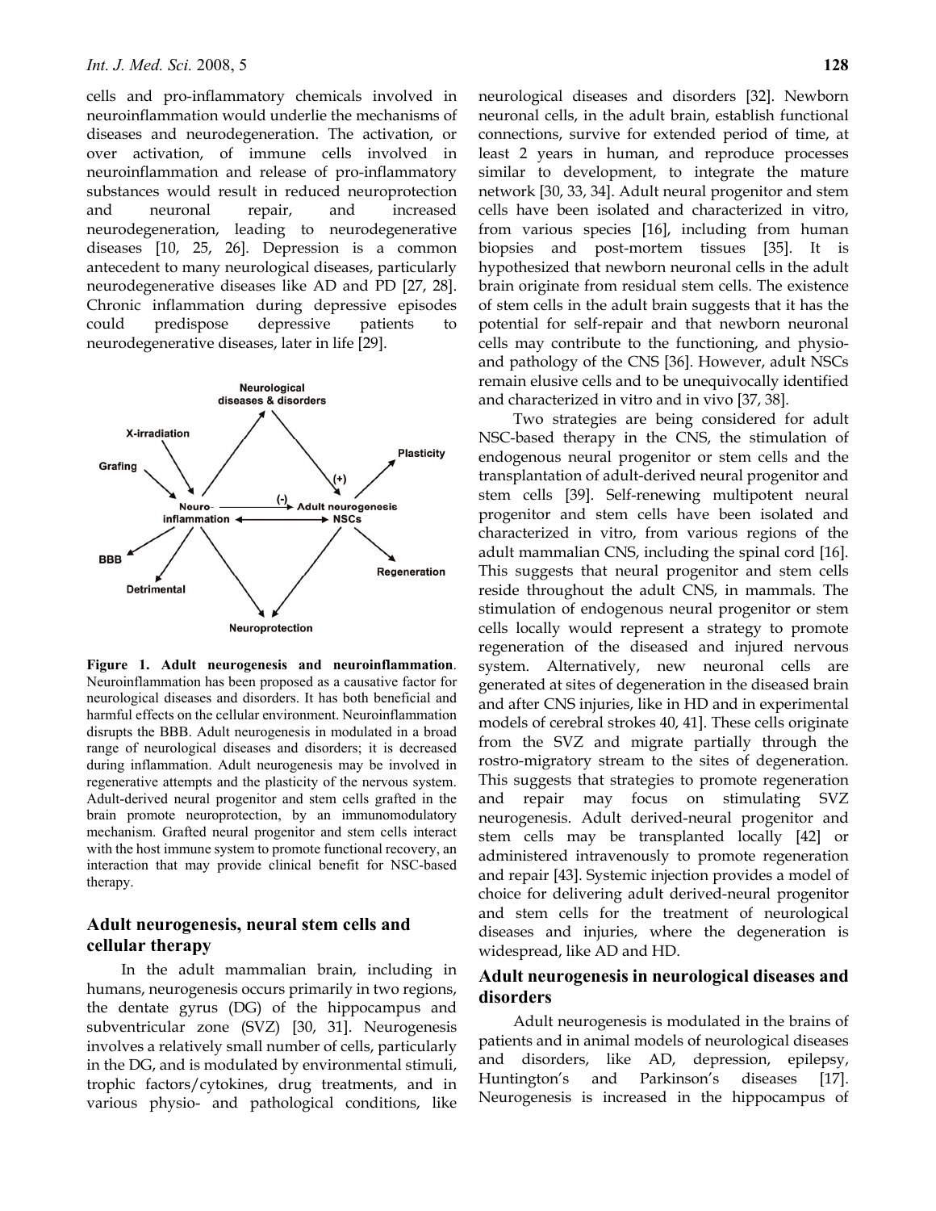cells and pro-inflammatory chemicals involved in neuroinflammation would underlie the mechanisms of diseases and neurodegeneration. The activation, or over activation, of immune cells involved in neuroinflammation and release of pro-inflammatory substances would result in reduced neuroprotection and neuronal repair, and increased neurodegeneration, leading to neurodegenerative diseases [10, 25, 26]. Depression is a common antecedent to many neurological diseases, particularly neurodegenerative diseases like AD and PD [27, 28]. Chronic inflammation during depressive episodes could predispose depressive patients to neurodegenerative diseases, later in life [29].

**Figure 1. Adult neurogenesis and neuroinflammation**. Neuroinflammation has been proposed as a causative factor for neurological diseases and disorders. It has both beneficial and harmful effects on the cellular environment. Neuroinflammation disrupts the BBB. Adult neurogenesis in modulated in a broad range of neurological diseases and disorders; it is decreased during inflammation. Adult neurogenesis may be involved in regenerative attempts and the plasticity of the nervous system. Adult-derived neural progenitor and stem cells grafted in the brain promote neuroprotection, by an immunomodulatory mechanism. Grafted neural progenitor and stem cells interact with the host immune system to promote functional recovery, an interaction that may provide clinical benefit for NSC-based therapy.

## Adult neurogenesis, neural stem cells and cellular therapy

In the adult mammalian brain, including in humans, neurogenesis occurs primarily in two regions, the dentate gyrus (DG) of the hippocampus and subventricular zone (SVZ) [30, 31]. Neurogenesis involves a relatively small number of cells, particularly in the DG, and is modulated by environmental stimuli, trophic factors/cytokines, drug treatments, and in various physio- and pathological conditions, like neurological diseases and disorders [32]. Newborn neuronal cells, in the adult brain, establish functional connections, survive for extended period of time, at least 2 years in human, and reproduce processes similar to development, to integrate the mature network [30, 33, 34]. Adult neural progenitor and stem cells have been isolated and characterized in vitro, from various species [16], including from human biopsies and post-mortem tissues [35]. It is hypothesized that newborn neuronal cells in the adult brain originate from residual stem cells. The existence of stem cells in the adult brain suggests that it has the potential for self-repair and that newborn neuronal cells may contribute to the functioning, and physio- and pathology of the CNS [36]. However, adult NSCs remain elusive cells and to be unequivocally identified and characterized in vitro and in vivo [37, 38].

Two strategies are being considered for adult NSC-based therapy in the CNS, the stimulation of endogenous neural progenitor or stem cells and the transplantation of adult-derived neural progenitor and stem cells [39]. Self-renewing multipotent neural progenitor and stem cells have been isolated and characterized in vitro, from various regions of the adult mammalian CNS, including the spinal cord [16]. This suggests that neural progenitor and stem cells reside throughout the adult CNS, in mammals. The stimulation of endogenous neural progenitor or stem cells locally would represent a strategy to promote regeneration of the diseased and injured nervous system. Alternatively, new neuronal cells are generated at sites of degeneration in the diseased brain and after CNS injuries, like in HD and in experimental models of cerebral strokes 40, 41]. These cells originate from the SVZ and migrate partially through the rostro-migratory stream to the sites of degeneration. This suggests that strategies to promote regeneration and repair may focus on stimulating SVZ neurogenesis. Adult derived-neural progenitor and stem cells may be transplanted locally [42] or administered intravenously to promote regeneration and repair [43]. Systemic injection provides a model of choice for delivering adult derived-neural progenitor and stem cells for the treatment of neurological diseases and injuries, where the degeneration is widespread, like AD and HD.

## Adult neurogenesis in neurological diseases and disorders

Adult neurogenesis is modulated in the brains of patients and in animal models of neurological diseases and disorders, like AD, depression, epilepsy, Huntington's and Parkinson's diseases [17]. Neurogenesis is increased in the hippocampus of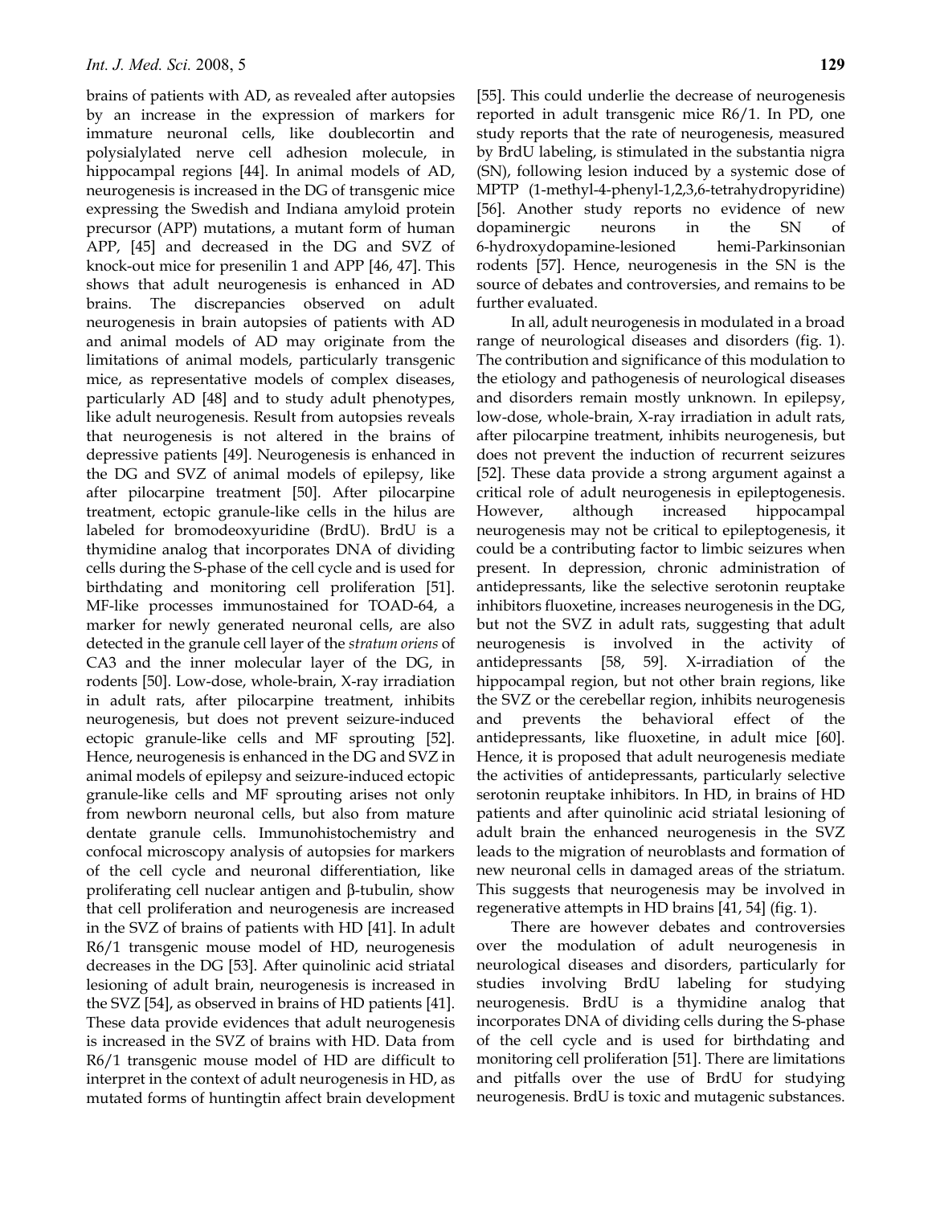brains of patients with AD, as revealed after autopsies by an increase in the expression of markers for immature neuronal cells, like doublecortin and polysialylated nerve cell adhesion molecule, in hippocampal regions [44]. In animal models of AD, neurogenesis is increased in the DG of transgenic mice expressing the Swedish and Indiana amyloid protein precursor (APP) mutations, a mutant form of human APP, [45] and decreased in the DG and SVZ of knock-out mice for presenilin 1 and APP [46, 47]. This shows that adult neurogenesis is enhanced in AD brains. The discrepancies observed on adult neurogenesis in brain autopsies of patients with AD and animal models of AD may originate from the limitations of animal models, particularly transgenic mice, as representative models of complex diseases, particularly AD [48] and to study adult phenotypes, like adult neurogenesis. Result from autopsies reveals that neurogenesis is not altered in the brains of depressive patients [49]. Neurogenesis is enhanced in the DG and SVZ of animal models of epilepsy, like after pilocarpine treatment [50]. After pilocarpine treatment, ectopic granule-like cells in the hilus are labeled for bromodeoxyuridine (BrdU). BrdU is a thymidine analog that incorporates DNA of dividing cells during the S-phase of the cell cycle and is used for birthdating and monitoring cell proliferation [51]. MF-like processes immunostained for TOAD-64, a marker for newly generated neuronal cells, are also detected in the granule cell layer of the *stratum oriens* of CA3 and the inner molecular layer of the DG, in rodents [50]. Low-dose, whole-brain, X-ray irradiation in adult rats, after pilocarpine treatment, inhibits neurogenesis, but does not prevent seizure-induced ectopic granule-like cells and MF sprouting [52]. Hence, neurogenesis is enhanced in the DG and SVZ in animal models of epilepsy and seizure-induced ectopic granule-like cells and MF sprouting arises not only from newborn neuronal cells, but also from mature dentate granule cells. Immunohistochemistry and confocal microscopy analysis of autopsies for markers of the cell cycle and neuronal differentiation, like proliferating cell nuclear antigen and β-tubulin, show that cell proliferation and neurogenesis are increased in the SVZ of brains of patients with HD [41]. In adult R6/1 transgenic mouse model of HD, neurogenesis decreases in the DG [53]. After quinolinic acid striatal lesioning of adult brain, neurogenesis is increased in the SVZ [54], as observed in brains of HD patients [41]. These data provide evidences that adult neurogenesis is increased in the SVZ of brains with HD. Data from R6/1 transgenic mouse model of HD are difficult to interpret in the context of adult neurogenesis in HD, as mutated forms of huntingtin affect brain development [55]. This could underlie the decrease of neurogenesis reported in adult transgenic mice R6/1. In PD, one study reports that the rate of neurogenesis, measured by BrdU labeling, is stimulated in the substantia nigra (SN), following lesion induced by a systemic dose of MPTP (1-methyl-4-phenyl-1,2,3,6-tetrahydropyridine) [56]. Another study reports no evidence of new dopaminergic neurons in the SN of 6-hydroxydopamine-lesioned hemi-Parkinsonian rodents [57]. Hence, neurogenesis in the SN is the source of debates and controversies, and remains to be further evaluated.

In all, adult neurogenesis in modulated in a broad range of neurological diseases and disorders (fig. 1). The contribution and significance of this modulation to the etiology and pathogenesis of neurological diseases and disorders remain mostly unknown. In epilepsy, low-dose, whole-brain, X-ray irradiation in adult rats, after pilocarpine treatment, inhibits neurogenesis, but does not prevent the induction of recurrent seizures [52]. These data provide a strong argument against a critical role of adult neurogenesis in epileptogenesis. However, although increased hippocampal neurogenesis may not be critical to epileptogenesis, it could be a contributing factor to limbic seizures when present. In depression, chronic administration of antidepressants, like the selective serotonin reuptake inhibitors fluoxetine, increases neurogenesis in the DG, but not the SVZ in adult rats, suggesting that adult neurogenesis is involved in the activity of antidepressants [58, 59]. X-irradiation of the hippocampal region, but not other brain regions, like the SVZ or the cerebellar region, inhibits neurogenesis and prevents the behavioral effect of the antidepressants, like fluoxetine, in adult mice [60]. Hence, it is proposed that adult neurogenesis mediate the activities of antidepressants, particularly selective serotonin reuptake inhibitors. In HD, in brains of HD patients and after quinolinic acid striatal lesioning of adult brain the enhanced neurogenesis in the SVZ leads to the migration of neuroblasts and formation of new neuronal cells in damaged areas of the striatum. This suggests that neurogenesis may be involved in regenerative attempts in HD brains [41, 54] (fig. 1).

There are however debates and controversies over the modulation of adult neurogenesis in neurological diseases and disorders, particularly for studies involving BrdU labeling for studying neurogenesis. BrdU is a thymidine analog that incorporates DNA of dividing cells during the S-phase of the cell cycle and is used for birthdating and monitoring cell proliferation [51]. There are limitations and pitfalls over the use of BrdU for studying neurogenesis. BrdU is toxic and mutagenic substances.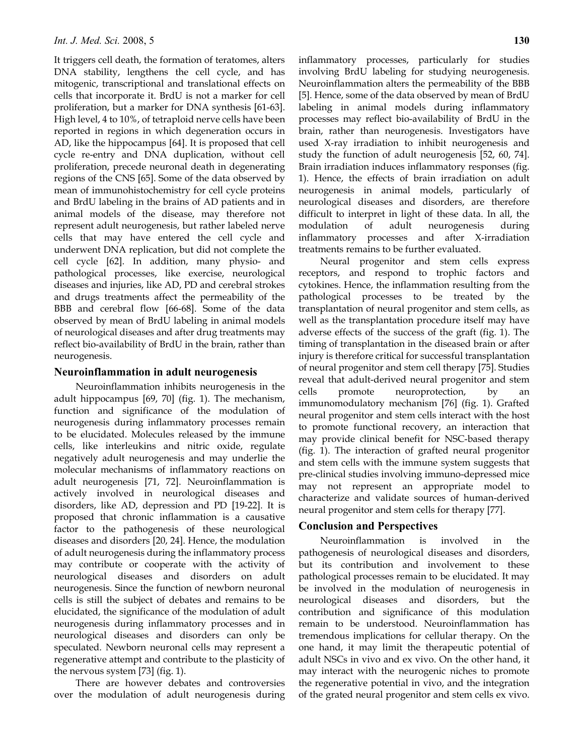It triggers cell death, the formation of teratomes, alters DNA stability, lengthens the cell cycle, and has mitogenic, transcriptional and translational effects on cells that incorporate it. BrdU is not a marker for cell proliferation, but a marker for DNA synthesis [61-63]. High level, 4 to 10%, of tetraploid nerve cells have been reported in regions in which degeneration occurs in AD, like the hippocampus [64]. It is proposed that cell cycle re-entry and DNA duplication, without cell proliferation, precede neuronal death in degenerating regions of the CNS [65]. Some of the data observed by mean of immunohistochemistry for cell cycle proteins and BrdU labeling in the brains of AD patients and in animal models of the disease, may therefore not represent adult neurogenesis, but rather labeled nerve cells that may have entered the cell cycle and underwent DNA replication, but did not complete the cell cycle [62]. In addition, many physio- and pathological processes, like exercise, neurological diseases and injuries, like AD, PD and cerebral strokes and drugs treatments affect the permeability of the BBB and cerebral flow [66-68]. Some of the data observed by mean of BrdU labeling in animal models of neurological diseases and after drug treatments may reflect bio-availability of BrdU in the brain, rather than neurogenesis.

## Neuroinflammation in adult neurogenesis

Neuroinflammation inhibits neurogenesis in the adult hippocampus [69, 70] (fig. 1). The mechanism, function and significance of the modulation of neurogenesis during inflammatory processes remain to be elucidated. Molecules released by the immune cells, like interleukins and nitric oxide, regulate negatively adult neurogenesis and may underlie the molecular mechanisms of inflammatory reactions on adult neurogenesis [71, 72]. Neuroinflammation is actively involved in neurological diseases and disorders, like AD, depression and PD [19-22]. It is proposed that chronic inflammation is a causative factor to the pathogenesis of these neurological diseases and disorders [20, 24]. Hence, the modulation of adult neurogenesis during the inflammatory process may contribute or cooperate with the activity of neurological diseases and disorders on adult neurogenesis. Since the function of newborn neuronal cells is still the subject of debates and remains to be elucidated, the significance of the modulation of adult neurogenesis during inflammatory processes and in neurological diseases and disorders can only be speculated. Newborn neuronal cells may represent a regenerative attempt and contribute to the plasticity of the nervous system [73] (fig. 1).

There are however debates and controversies over the modulation of adult neurogenesis during inflammatory processes, particularly for studies involving BrdU labeling for studying neurogenesis. Neuroinflammation alters the permeability of the BBB [5]. Hence, some of the data observed by mean of BrdU labeling in animal models during inflammatory processes may reflect bio-availability of BrdU in the brain, rather than neurogenesis. Investigators have used X-ray irradiation to inhibit neurogenesis and study the function of adult neurogenesis [52, 60, 74]. Brain irradiation induces inflammatory responses (fig. 1). Hence, the effects of brain irradiation on adult neurogenesis in animal models, particularly of neurological diseases and disorders, are therefore difficult to interpret in light of these data. In all, the modulation of adult neurogenesis during inflammatory processes and after X-irradiation treatments remains to be further evaluated.

Neural progenitor and stem cells express receptors, and respond to trophic factors and cytokines. Hence, the inflammation resulting from the pathological processes to be treated by the transplantation of neural progenitor and stem cells, as well as the transplantation procedure itself may have adverse effects of the success of the graft (fig. 1). The timing of transplantation in the diseased brain or after injury is therefore critical for successful transplantation of neural progenitor and stem cell therapy [75]. Studies reveal that adult-derived neural progenitor and stem cells promote neuroprotection, by an immunomodulatory mechanism [76] (fig. 1). Grafted neural progenitor and stem cells interact with the host to promote functional recovery, an interaction that may provide clinical benefit for NSC-based therapy (fig. 1). The interaction of grafted neural progenitor and stem cells with the immune system suggests that pre-clinical studies involving immuno-depressed mice may not represent an appropriate model to characterize and validate sources of human-derived neural progenitor and stem cells for therapy [77].

## Conclusion and Perspectives

Neuroinflammation is involved in the pathogenesis of neurological diseases and disorders, but its contribution and involvement to these pathological processes remain to be elucidated. It may be involved in the modulation of neurogenesis in neurological diseases and disorders, but the contribution and significance of this modulation remain to be understood. Neuroinflammation has tremendous implications for cellular therapy. On the one hand, it may limit the therapeutic potential of adult NSCs in vivo and ex vivo. On the other hand, it may interact with the neurogenic niches to promote the regenerative potential in vivo, and the integration of the grated neural progenitor and stem cells ex vivo.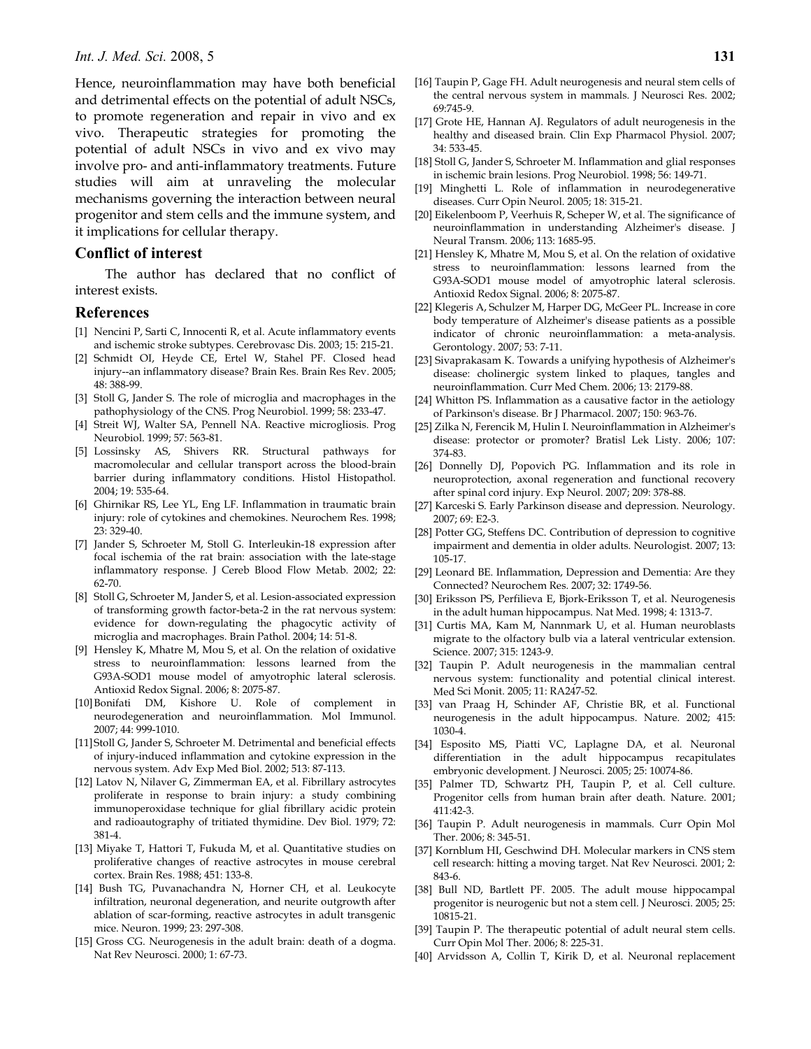Hence, neuroinflammation may have both beneficial and detrimental effects on the potential of adult NSCs, to promote regeneration and repair in vivo and ex vivo. Therapeutic strategies for promoting the potential of adult NSCs in vivo and ex vivo may involve pro- and anti-inflammatory treatments. Future studies will aim at unraveling the molecular mechanisms governing the interaction between neural progenitor and stem cells and the immune system, and it implications for cellular therapy.

## Conflict of interest

The author has declared that no conflict of interest exists.

## References

[1] Nencini P, Sarti C, Innocenti R, et al. Acute inflammatory events and ischemic stroke subtypes. Cerebrovasc Dis. 2003; 15: 215-21.

[2] Schmidt OI, Heyde CE, Ertel W, Stahel PF. Closed head injury--an inflammatory disease? Brain Res. Brain Res Rev. 2005; 48: 388-99.

[3] Stoll G, Jander S. The role of microglia and macrophages in the pathophysiology of the CNS. Prog Neurobiol. 1999; 58: 233-47.

[4] Streit WJ, Walter SA, Pennell NA. Reactive microgliosis. Prog Neurobiol. 1999; 57: 563-81.

[5] Lossinsky AS, Shivers RR. Structural pathways for macromolecular and cellular transport across the blood-brain barrier during inflammatory conditions. Histol Histopathol. 2004; 19: 535-64.

[6] Ghirnikar RS, Lee YL, Eng LF. Inflammation in traumatic brain injury: role of cytokines and chemokines. Neurochem Res. 1998; 23: 329-40.

[7] Jander S, Schroeter M, Stoll G. Interleukin-18 expression after focal ischemia of the rat brain: association with the late-stage inflammatory response. J Cereb Blood Flow Metab. 2002; 22: 62-70.

[8] Stoll G, Schroeter M, Jander S, et al. Lesion-associated expression of transforming growth factor-beta-2 in the rat nervous system: evidence for down-regulating the phagocytic activity of microglia and macrophages. Brain Pathol. 2004; 14: 51-8.

[9] Hensley K, Mhatre M, Mou S, et al. On the relation of oxidative stress to neuroinflammation: lessons learned from the G93A-SOD1 mouse model of amyotrophic lateral sclerosis. Antioxid Redox Signal. 2006; 8: 2075-87.

[10] Bonifati DM, Kishore U. Role of complement in neurodegeneration and neuroinflammation. Mol Immunol. 2007; 44: 999-1010.

[11] Stoll G, Jander S, Schroeter M. Detrimental and beneficial effects of injury-induced inflammation and cytokine expression in the nervous system. Adv Exp Med Biol. 2002; 513: 87-113.

[12] Latov N, Nilaver G, Zimmerman EA, et al. Fibrillary astrocytes proliferate in response to brain injury: a study combining immunoperoxidase technique for glial fibrillary acidic protein and radioautography of tritiated thymidine. Dev Biol. 1979; 72: 381-4.

[13] Miyake T, Hattori T, Fukuda M, et al. Quantitative studies on proliferative changes of reactive astrocytes in mouse cerebral cortex. Brain Res. 1988; 451: 133-8.

[14] Bush TG, Puvanachandra N, Horner CH, et al. Leukocyte infiltration, neuronal degeneration, and neurite outgrowth after ablation of scar-forming, reactive astrocytes in adult transgenic mice. Neuron. 1999; 23: 297-308.

[15] Gross CG. Neurogenesis in the adult brain: death of a dogma. Nat Rev Neurosci. 2000; 1: 67-73.

[16] Taupin P, Gage FH. Adult neurogenesis and neural stem cells of the central nervous system in mammals. J Neurosci Res. 2002; 69:745-9.

[17] Grote HE, Hannan AJ. Regulators of adult neurogenesis in the healthy and diseased brain. Clin Exp Pharmacol Physiol. 2007; 34: 533-45.

[18] Stoll G, Jander S, Schroeter M. Inflammation and glial responses in ischemic brain lesions. Prog Neurobiol. 1998; 56: 149-71.

[19] Minghetti L. Role of inflammation in neurodegenerative diseases. Curr Opin Neurol. 2005; 18: 315-21.

[20] Eikelenboom P, Veerhuis R, Scheper W, et al. The significance of neuroinflammation in understanding Alzheimer's disease. J Neural Transm. 2006; 113: 1685-95.

[21] Hensley K, Mhatre M, Mou S, et al. On the relation of oxidative stress to neuroinflammation: lessons learned from the G93A-SOD1 mouse model of amyotrophic lateral sclerosis. Antioxid Redox Signal. 2006; 8: 2075-87.

[22] Klegeris A, Schulzer M, Harper DG, McGeer PL. Increase in core body temperature of Alzheimer's disease patients as a possible indicator of chronic neuroinflammation: a meta-analysis. Gerontology. 2007; 53: 7-11.

[23] Sivaprakasam K. Towards a unifying hypothesis of Alzheimer's disease: cholinergic system linked to plaques, tangles and neuroinflammation. Curr Med Chem. 2006; 13: 2179-88.

[24] Whitton PS. Inflammation as a causative factor in the aetiology of Parkinson's disease. Br J Pharmacol. 2007; 150: 963-76.

[25] Zilka N, Ferencik M, Hulin I. Neuroinflammation in Alzheimer's disease: protector or promoter? Bratisl Lek Listy. 2006; 107: 374-83.

[26] Donnelly DJ, Popovich PG. Inflammation and its role in neuroprotection, axonal regeneration and functional recovery after spinal cord injury. Exp Neurol. 2007; 209: 378-88.

[27] Karceski S. Early Parkinson disease and depression. Neurology. 2007; 69: E2-3.

[28] Potter GG, Steffens DC. Contribution of depression to cognitive impairment and dementia in older adults. Neurologist. 2007; 13: 105-17.

[29] Leonard BE. Inflammation, Depression and Dementia: Are they Connected? Neurochem Res. 2007; 32: 1749-56.

[30] Eriksson PS, Perfilieva E, Bjork-Eriksson T, et al. Neurogenesis in the adult human hippocampus. Nat Med. 1998; 4: 1313-7.

[31] Curtis MA, Kam M, Nannmark U, et al. Human neuroblasts migrate to the olfactory bulb via a lateral ventricular extension. Science. 2007; 315: 1243-9.

[32] Taupin P. Adult neurogenesis in the mammalian central nervous system: functionality and potential clinical interest. Med Sci Monit. 2005; 11: RA247-52.

[33] van Praag H, Schinder AF, Christie BR, et al. Functional neurogenesis in the adult hippocampus. Nature. 2002; 415: 1030-4.

[34] Esposito MS, Piatti VC, Laplagne DA, et al. Neuronal differentiation in the adult hippocampus recapitulates embryonic development. J Neurosci. 2005; 25: 10074-86.

[35] Palmer TD, Schwartz PH, Taupin P, et al. Cell culture. Progenitor cells from human brain after death. Nature. 2001; 411:42-3.

[36] Taupin P. Adult neurogenesis in mammals. Curr Opin Mol Ther. 2006; 8: 345-51.

[37] Kornblum HI, Geschwind DH. Molecular markers in CNS stem cell research: hitting a moving target. Nat Rev Neurosci. 2001; 2: 843-6.

[38] Bull ND, Bartlett PF. 2005. The adult mouse hippocampal progenitor is neurogenic but not a stem cell. J Neurosci. 2005; 25: 10815-21.

[39] Taupin P. The therapeutic potential of adult neural stem cells. Curr Opin Mol Ther. 2006; 8: 225-31.

[40] Arvidsson A, Collin T, Kirik D, et al. Neuronal replacement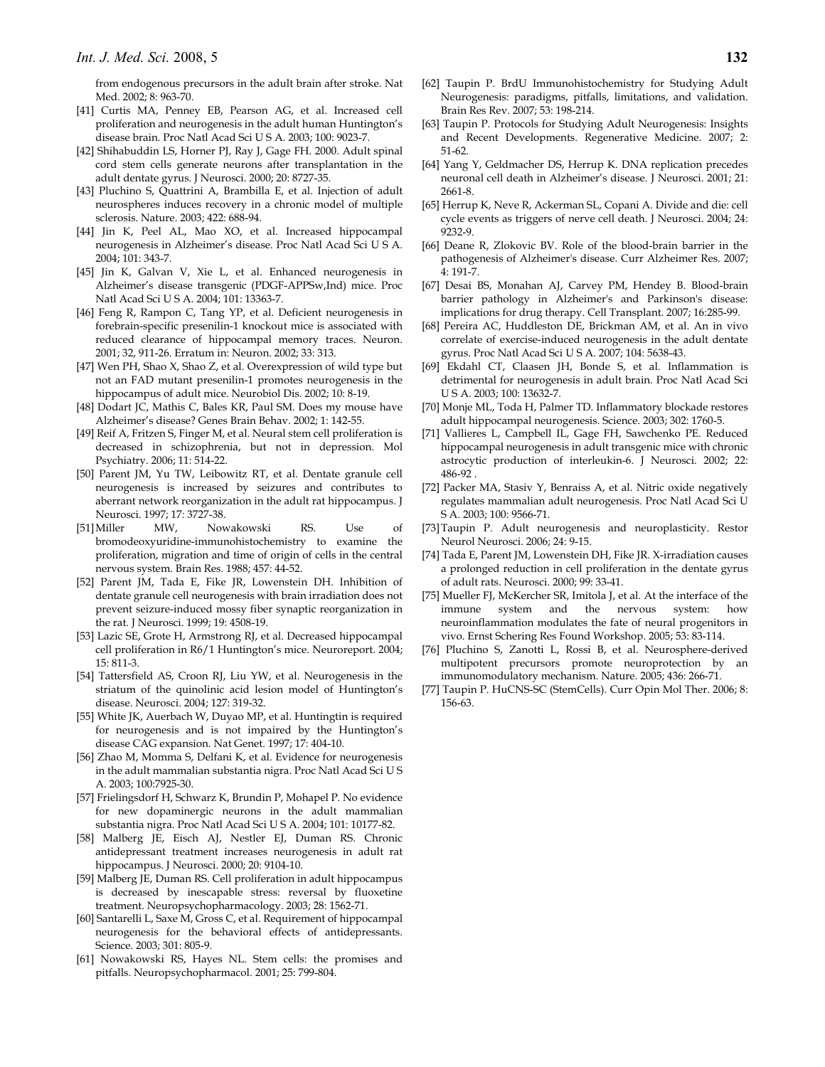from endogenous precursors in the adult brain after stroke. Nat Med. 2002; 8: 963-70.

[41] Curtis MA, Penney EB, Pearson AG, et al. Increased cell proliferation and neurogenesis in the adult human Huntington's disease brain. Proc Natl Acad Sci U S A. 2003; 100: 9023-7.

[42] Shihabuddin LS, Horner PJ, Ray J, Gage FH. 2000. Adult spinal cord stem cells generate neurons after transplantation in the adult dentate gyrus. J Neurosci. 2000; 20: 8727-35.

[43] Pluchino S, Quattrini A, Brambilla E, et al. Injection of adult neurospheres induces recovery in a chronic model of multiple sclerosis. Nature. 2003; 422: 688-94.

[44] Jin K, Peel AL, Mao XO, et al. Increased hippocampal neurogenesis in Alzheimer's disease. Proc Natl Acad Sci U S A. 2004; 101: 343-7.

[45] Jin K, Galvan V, Xie L, et al. Enhanced neurogenesis in Alzheimer's disease transgenic (PDGF-APPSw,Ind) mice. Proc Natl Acad Sci U S A. 2004; 101: 13363-7.

[46] Feng R, Rampon C, Tang YP, et al. Deficient neurogenesis in forebrain-specific presenilin-1 knockout mice is associated with reduced clearance of hippocampal memory traces. Neuron. 2001; 32, 911-26. Erratum in: Neuron. 2002; 33: 313.

[47] Wen PH, Shao X, Shao Z, et al. Overexpression of wild type but not an FAD mutant presenilin-1 promotes neurogenesis in the hippocampus of adult mice. Neurobiol Dis. 2002; 10: 8-19.

[48] Dodart JC, Mathis C, Bales KR, Paul SM. Does my mouse have Alzheimer's disease? Genes Brain Behav. 2002; 1: 142-55.

[49] Reif A, Fritzen S, Finger M, et al. Neural stem cell proliferation is decreased in schizophrenia, but not in depression. Mol Psychiatry. 2006; 11: 514-22.

[50] Parent JM, Yu TW, Leibowitz RT, et al. Dentate granule cell neurogenesis is increased by seizures and contributes to aberrant network reorganization in the adult rat hippocampus. J Neurosci. 1997; 17: 3727-38.

[51] Miller MW, Nowakowski RS. Use of bromodeoxyuridine-immunohistochemistry to examine the proliferation, migration and time of origin of cells in the central nervous system. Brain Res. 1988; 457: 44-52.

[52] Parent JM, Tada E, Fike JR, Lowenstein DH. Inhibition of dentate granule cell neurogenesis with brain irradiation does not prevent seizure-induced mossy fiber synaptic reorganization in the rat. J Neurosci. 1999; 19: 4508-19.

[53] Lazic SE, Grote H, Armstrong RJ, et al. Decreased hippocampal cell proliferation in R6/1 Huntington's mice. Neuroreport. 2004; 15: 811-3.

[54] Tattersfield AS, Croon RJ, Liu YW, et al. Neurogenesis in the striatum of the quinolinic acid lesion model of Huntington's disease. Neurosci. 2004; 127: 319-32.

[55] White JK, Auerbach W, Duyao MP, et al. Huntingtin is required for neurogenesis and is not impaired by the Huntington's disease CAG expansion. Nat Genet. 1997; 17: 404-10.

[56] Zhao M, Momma S, Delfani K, et al. Evidence for neurogenesis in the adult mammalian substantia nigra. Proc Natl Acad Sci U S A. 2003; 100:7925-30.

[57] Frielingsdorf H, Schwarz K, Brundin P, Mohapel P. No evidence for new dopaminergic neurons in the adult mammalian substantia nigra. Proc Natl Acad Sci U S A. 2004; 101: 10177-82.

[58] Malberg JE, Eisch AJ, Nestler EJ, Duman RS. Chronic antidepressant treatment increases neurogenesis in adult rat hippocampus. J Neurosci. 2000; 20: 9104-10.

[59] Malberg JE, Duman RS. Cell proliferation in adult hippocampus is decreased by inescapable stress: reversal by fluoxetine treatment. Neuropsychopharmacology. 2003; 28: 1562-71.

[60] Santarelli L, Saxe M, Gross C, et al. Requirement of hippocampal neurogenesis for the behavioral effects of antidepressants. Science. 2003; 301: 805-9.

[61] Nowakowski RS, Hayes NL. Stem cells: the promises and pitfalls. Neuropsychopharmacol. 2001; 25: 799-804.

[62] Taupin P. BrdU Immunohistochemistry for Studying Adult Neurogenesis: paradigms, pitfalls, limitations, and validation. Brain Res Rev. 2007; 53: 198-214.

[63] Taupin P. Protocols for Studying Adult Neurogenesis: Insights and Recent Developments. Regenerative Medicine. 2007; 2: 51-62.

[64] Yang Y, Geldmacher DS, Herrup K. DNA replication precedes neuronal cell death in Alzheimer's disease. J Neurosci. 2001; 21: 2661-8.

[65] Herrup K, Neve R, Ackerman SL, Copani A. Divide and die: cell cycle events as triggers of nerve cell death. J Neurosci. 2004; 24: 9232-9.

[66] Deane R, Zlokovic BV. Role of the blood-brain barrier in the pathogenesis of Alzheimer's disease. Curr Alzheimer Res. 2007; 4: 191-7.

[67] Desai BS, Monahan AJ, Carvey PM, Hendey B. Blood-brain barrier pathology in Alzheimer's and Parkinson's disease: implications for drug therapy. Cell Transplant. 2007; 16:285-99.

[68] Pereira AC, Huddleston DE, Brickman AM, et al. An in vivo correlate of exercise-induced neurogenesis in the adult dentate gyrus. Proc Natl Acad Sci U S A. 2007; 104: 5638-43.

[69] Ekdahl CT, Claasen JH, Bonde S, et al. Inflammation is detrimental for neurogenesis in adult brain. Proc Natl Acad Sci U S A. 2003; 100: 13632-7.

[70] Monje ML, Toda H, Palmer TD. Inflammatory blockade restores adult hippocampal neurogenesis. Science. 2003; 302: 1760-5.

[71] Vallieres L, Campbell IL, Gage FH, Sawchenko PE. Reduced hippocampal neurogenesis in adult transgenic mice with chronic astrocytic production of interleukin-6. J Neurosci. 2002; 22: 486-92 .

[72] Packer MA, Stasiv Y, Benraiss A, et al. Nitric oxide negatively regulates mammalian adult neurogenesis. Proc Natl Acad Sci U S A. 2003; 100: 9566-71.

[73] Taupin P. Adult neurogenesis and neuroplasticity. Restor Neurol Neurosci. 2006; 24: 9-15.

[74] Tada E, Parent JM, Lowenstein DH, Fike JR. X-irradiation causes a prolonged reduction in cell proliferation in the dentate gyrus of adult rats. Neurosci. 2000; 99: 33-41.

[75] Mueller FJ, McKercher SR, Imitola J, et al. At the interface of the immune system and the nervous system: how neuroinflammation modulates the fate of neural progenitors in vivo. Ernst Schering Res Found Workshop. 2005; 53: 83-114.

[76] Pluchino S, Zanotti L, Rossi B, et al. Neurosphere-derived multipotent precursors promote neuroprotection by an immunomodulatory mechanism. Nature. 2005; 436: 266-71.

[77] Taupin P. HuCNS-SC (StemCells). Curr Opin Mol Ther. 2006; 8: 156-63.